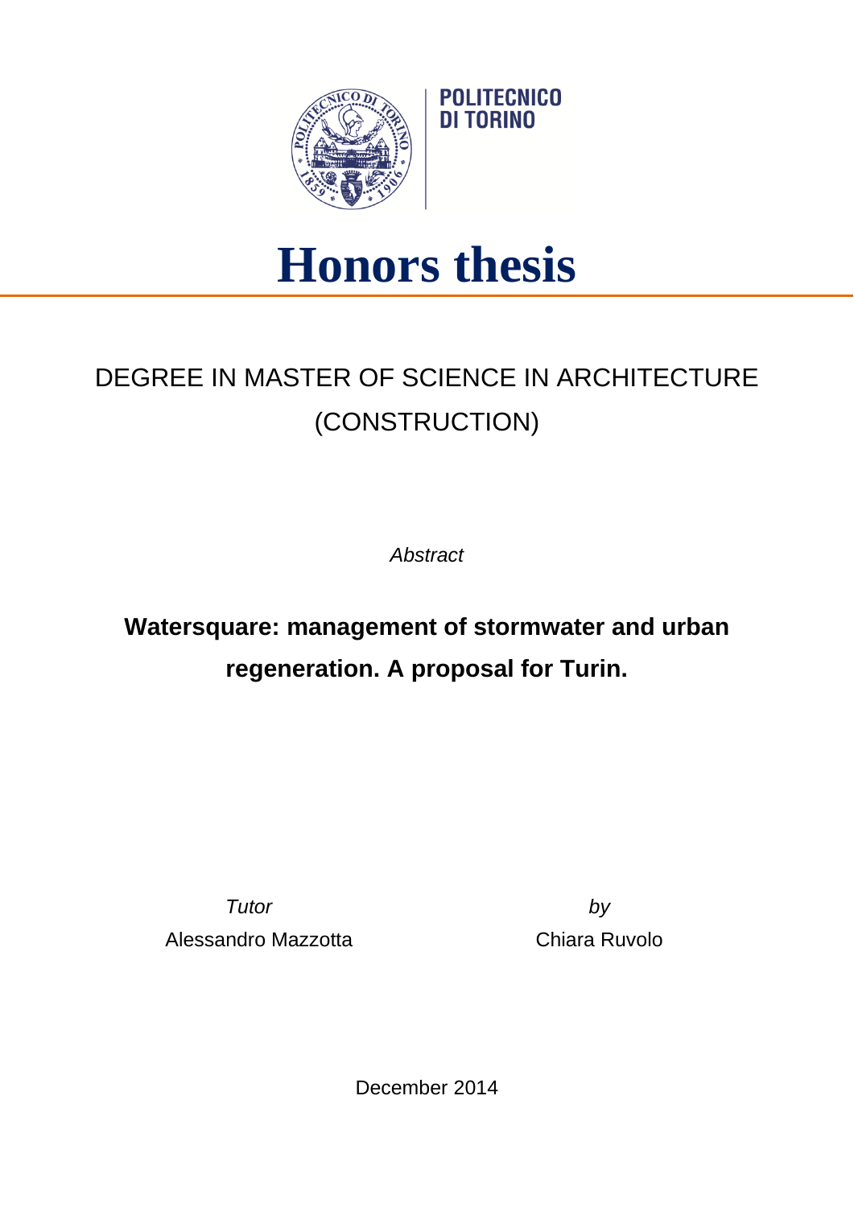POLITECNICO DI TORINO

# Honors thesis

DEGREE IN MASTER OF SCIENCE IN ARCHITECTURE (CONSTRUCTION)

*Abstract*

**Watersquare: management of stormwater and urban regeneration. A proposal for Turin.**

*Tutor*
Alessandro Mazzotta

*by*
Chiara Ruvolo

December 2014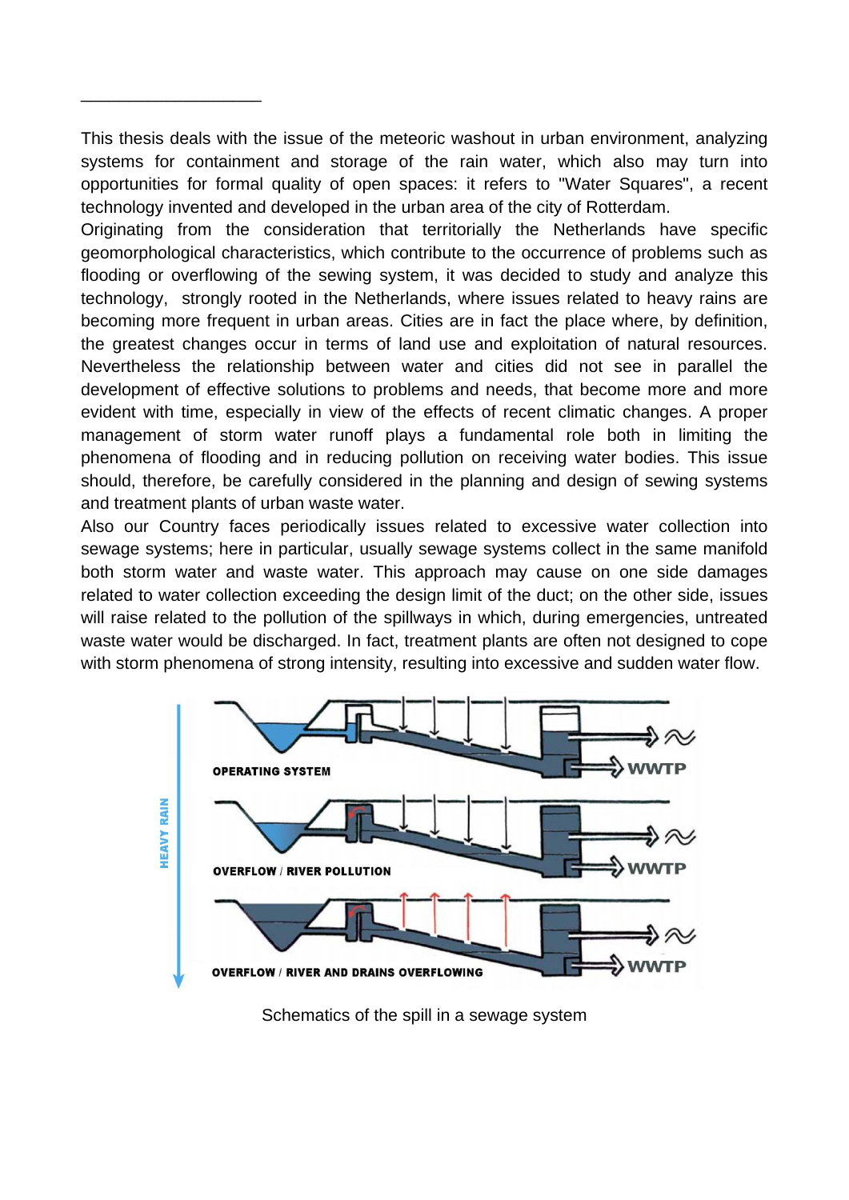This thesis deals with the issue of the meteoric washout in urban environment, analyzing systems for containment and storage of the rain water, which also may turn into opportunities for formal quality of open spaces: it refers to "Water Squares", a recent technology invented and developed in the urban area of the city of Rotterdam.

Originating from the consideration that territorially the Netherlands have specific geomorphological characteristics, which contribute to the occurrence of problems such as flooding or overflowing of the sewing system, it was decided to study and analyze this technology, strongly rooted in the Netherlands, where issues related to heavy rains are becoming more frequent in urban areas. Cities are in fact the place where, by definition, the greatest changes occur in terms of land use and exploitation of natural resources. Nevertheless the relationship between water and cities did not see in parallel the development of effective solutions to problems and needs, that become more and more evident with time, especially in view of the effects of recent climatic changes. A proper management of storm water runoff plays a fundamental role both in limiting the phenomena of flooding and in reducing pollution on receiving water bodies. This issue should, therefore, be carefully considered in the planning and design of sewing systems and treatment plants of urban waste water.

Also our Country faces periodically issues related to excessive water collection into sewage systems; here in particular, usually sewage systems collect in the same manifold both storm water and waste water. This approach may cause on one side damages related to water collection exceeding the design limit of the duct; on the other side, issues will raise related to the pollution of the spillways in which, during emergencies, untreated waste water would be discharged. In fact, treatment plants are often not designed to cope with storm phenomena of strong intensity, resulting into excessive and sudden water flow.

HEAVY RAIN

OPERATING SYSTEM — WWTP

OVERFLOW / RIVER POLLUTION — WWTP

OVERFLOW / RIVER AND DRAINS OVERFLOWING — WWTP

Schematics of the spill in a sewage system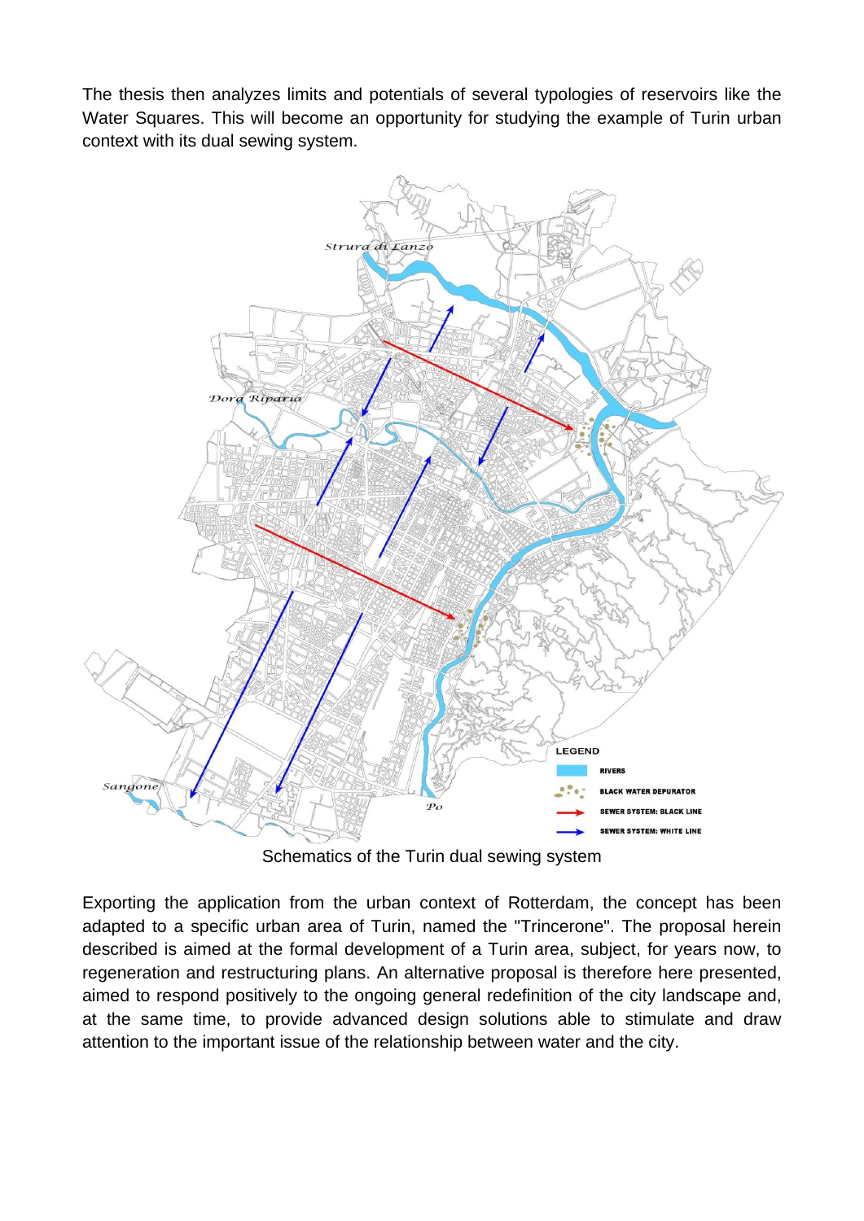The thesis then analyzes limits and potentials of several typologies of reservoirs like the Water Squares. This will become an opportunity for studying the example of Turin urban context with its dual sewing system.

Schematics of the Turin dual sewing system

Exporting the application from the urban context of Rotterdam, the concept has been adapted to a specific urban area of Turin, named the "Trincerone". The proposal herein described is aimed at the formal development of a Turin area, subject, for years now, to regeneration and restructuring plans. An alternative proposal is therefore here presented, aimed to respond positively to the ongoing general redefinition of the city landscape and, at the same time, to provide advanced design solutions able to stimulate and draw attention to the important issue of the relationship between water and the city.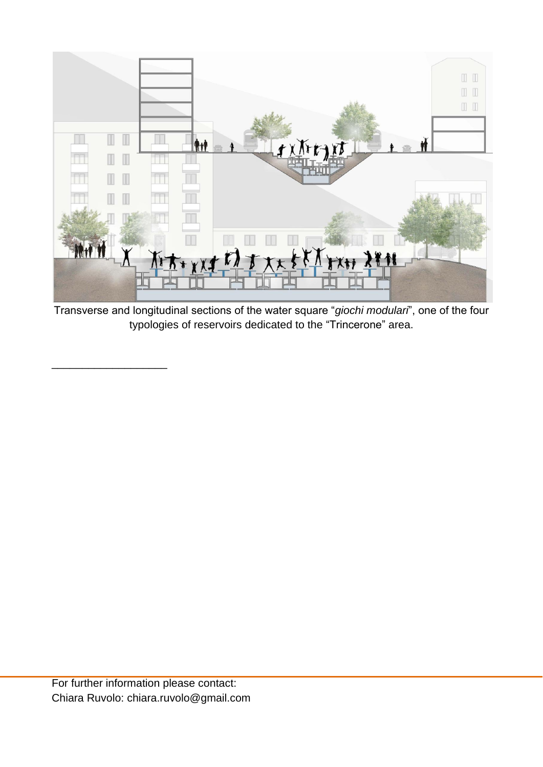Transverse and longitudinal sections of the water square "*giochi modulari*", one of the four typologies of reservoirs dedicated to the "Trincerone" area.

___________________

For further information please contact:
Chiara Ruvolo: chiara.ruvolo@gmail.com